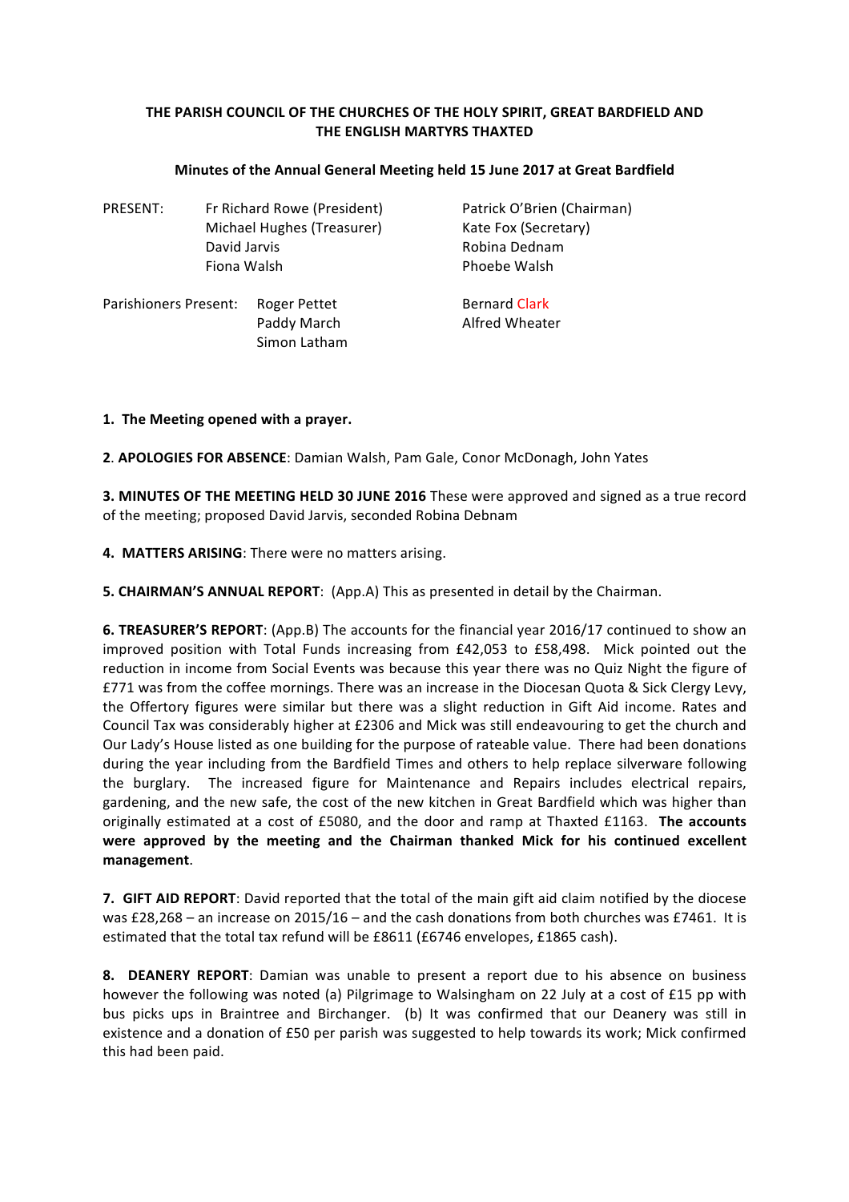**THE PARISH COUNCIL OF THE CHURCHES OF THE HOLY SPIRIT, GREAT BARDFIELD AND THE ENGLISH MARTYRS THAXTED**

**Minutes of the Annual General Meeting held 15 June 2017 at Great Bardfield**

PRESENT: Fr Richard Rowe (President), Patrick O'Brien (Chairman), Michael Hughes (Treasurer), Kate Fox (Secretary), David Jarvis, Robina Dednam, Fiona Walsh, Phoebe Walsh

Parishioners Present: Roger Pettet, Bernard Clark, Paddy March, Alfred Wheater, Simon Latham

**1. The Meeting opened with a prayer.**

**2**. **APOLOGIES FOR ABSENCE**: Damian Walsh, Pam Gale, Conor McDonagh, John Yates

**3. MINUTES OF THE MEETING HELD 30 JUNE 2016** These were approved and signed as a true record of the meeting; proposed David Jarvis, seconded Robina Debnam

**4. MATTERS ARISING**: There were no matters arising.

**5. CHAIRMAN'S ANNUAL REPORT**: (App.A) This as presented in detail by the Chairman.

**6. TREASURER'S REPORT**: (App.B) The accounts for the financial year 2016/17 continued to show an improved position with Total Funds increasing from £42,053 to £58,498. Mick pointed out the reduction in income from Social Events was because this year there was no Quiz Night the figure of £771 was from the coffee mornings. There was an increase in the Diocesan Quota & Sick Clergy Levy, the Offertory figures were similar but there was a slight reduction in Gift Aid income. Rates and Council Tax was considerably higher at £2306 and Mick was still endeavouring to get the church and Our Lady's House listed as one building for the purpose of rateable value. There had been donations during the year including from the Bardfield Times and others to help replace silverware following the burglary. The increased figure for Maintenance and Repairs includes electrical repairs, gardening, and the new safe, the cost of the new kitchen in Great Bardfield which was higher than originally estimated at a cost of £5080, and the door and ramp at Thaxted £1163. **The accounts were approved by the meeting and the Chairman thanked Mick for his continued excellent management**.

**7. GIFT AID REPORT**: David reported that the total of the main gift aid claim notified by the diocese was £28,268 – an increase on 2015/16 – and the cash donations from both churches was £7461. It is estimated that the total tax refund will be £8611 (£6746 envelopes, £1865 cash).

**8. DEANERY REPORT**: Damian was unable to present a report due to his absence on business however the following was noted (a) Pilgrimage to Walsingham on 22 July at a cost of £15 pp with bus picks ups in Braintree and Birchanger. (b) It was confirmed that our Deanery was still in existence and a donation of £50 per parish was suggested to help towards its work; Mick confirmed this had been paid.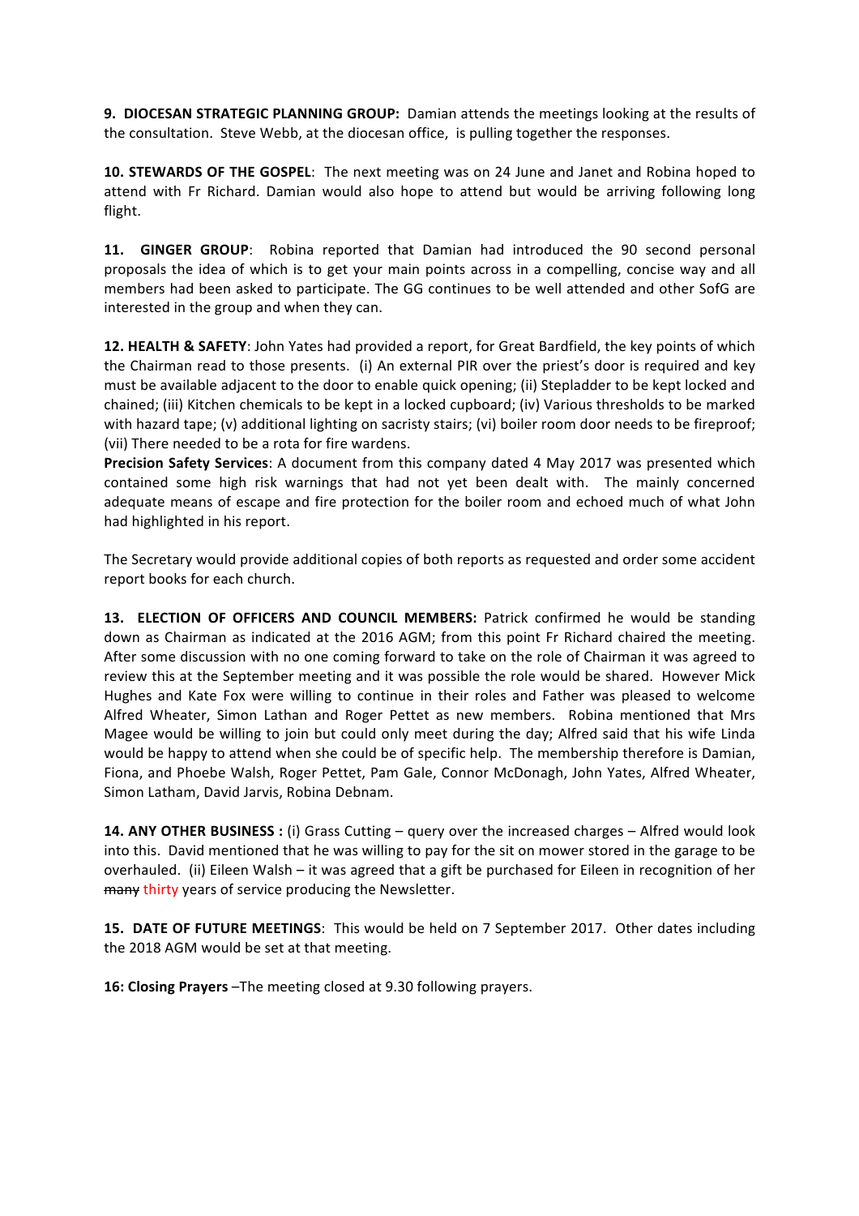**9. DIOCESAN STRATEGIC PLANNING GROUP:** Damian attends the meetings looking at the results of the consultation. Steve Webb, at the diocesan office, is pulling together the responses.

**10. STEWARDS OF THE GOSPEL**: The next meeting was on 24 June and Janet and Robina hoped to attend with Fr Richard. Damian would also hope to attend but would be arriving following long flight.

**11. GINGER GROUP**: Robina reported that Damian had introduced the 90 second personal proposals the idea of which is to get your main points across in a compelling, concise way and all members had been asked to participate. The GG continues to be well attended and other SofG are interested in the group and when they can.

**12. HEALTH & SAFETY**: John Yates had provided a report, for Great Bardfield, the key points of which the Chairman read to those presents. (i) An external PIR over the priest's door is required and key must be available adjacent to the door to enable quick opening; (ii) Stepladder to be kept locked and chained; (iii) Kitchen chemicals to be kept in a locked cupboard; (iv) Various thresholds to be marked with hazard tape; (v) additional lighting on sacristy stairs; (vi) boiler room door needs to be fireproof; (vii) There needed to be a rota for fire wardens.

**Precision Safety Services**: A document from this company dated 4 May 2017 was presented which contained some high risk warnings that had not yet been dealt with. The mainly concerned adequate means of escape and fire protection for the boiler room and echoed much of what John had highlighted in his report.

The Secretary would provide additional copies of both reports as requested and order some accident report books for each church.

**13. ELECTION OF OFFICERS AND COUNCIL MEMBERS:** Patrick confirmed he would be standing down as Chairman as indicated at the 2016 AGM; from this point Fr Richard chaired the meeting. After some discussion with no one coming forward to take on the role of Chairman it was agreed to review this at the September meeting and it was possible the role would be shared. However Mick Hughes and Kate Fox were willing to continue in their roles and Father was pleased to welcome Alfred Wheater, Simon Lathan and Roger Pettet as new members. Robina mentioned that Mrs Magee would be willing to join but could only meet during the day; Alfred said that his wife Linda would be happy to attend when she could be of specific help. The membership therefore is Damian, Fiona, and Phoebe Walsh, Roger Pettet, Pam Gale, Connor McDonagh, John Yates, Alfred Wheater, Simon Latham, David Jarvis, Robina Debnam.

**14. ANY OTHER BUSINESS :** (i) Grass Cutting – query over the increased charges – Alfred would look into this. David mentioned that he was willing to pay for the sit on mower stored in the garage to be overhauled. (ii) Eileen Walsh – it was agreed that a gift be purchased for Eileen in recognition of her ~~many~~ thirty years of service producing the Newsletter.

**15. DATE OF FUTURE MEETINGS**: This would be held on 7 September 2017. Other dates including the 2018 AGM would be set at that meeting.

**16: Closing Prayers** –The meeting closed at 9.30 following prayers.